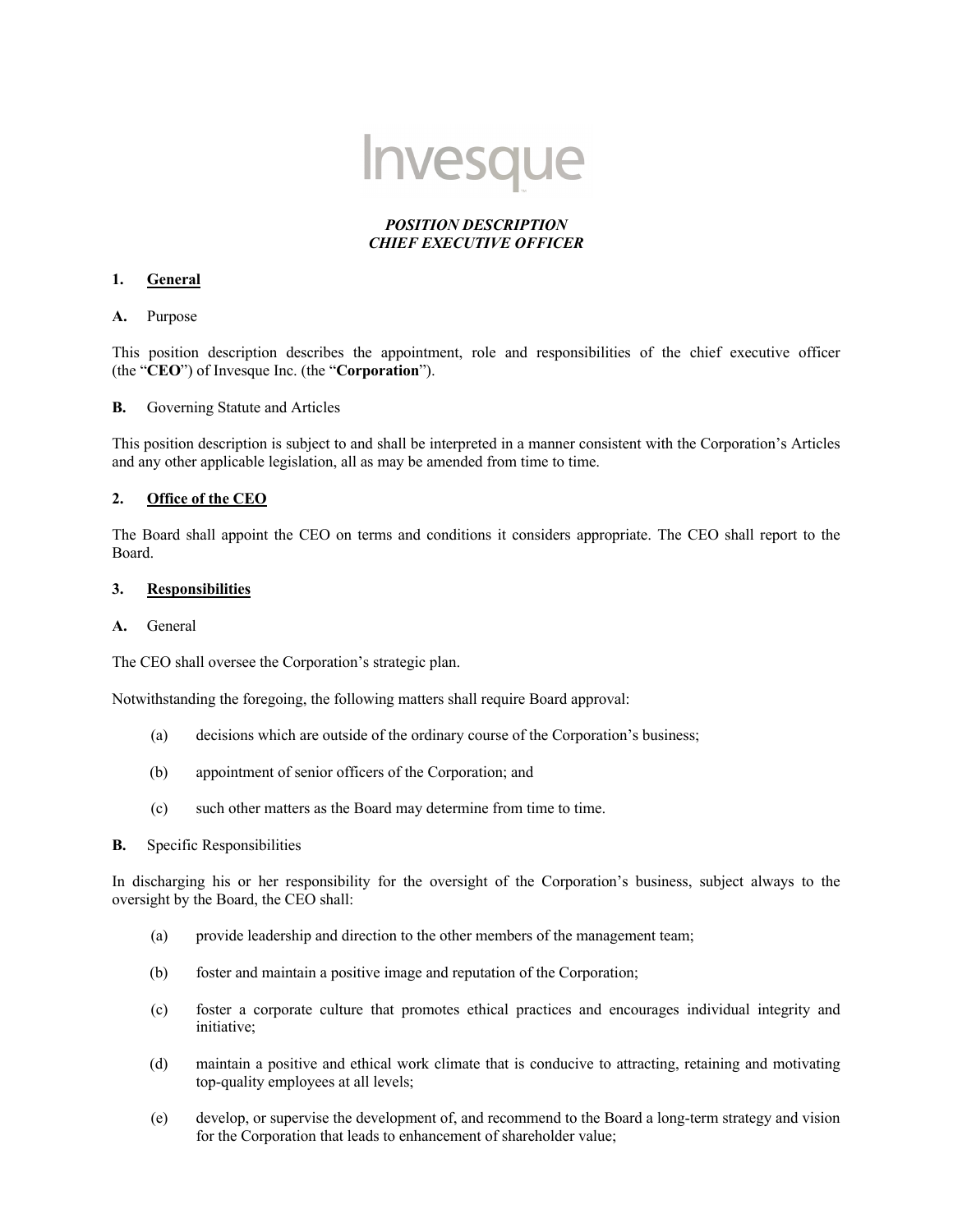Invesque

***POSITION DESCRIPTION***
***CHIEF EXECUTIVE OFFICER***

## 1. General

**A.** Purpose

This position description describes the appointment, role and responsibilities of the chief executive officer (the "**CEO**") of Invesque Inc. (the "**Corporation**").

**B.** Governing Statute and Articles

This position description is subject to and shall be interpreted in a manner consistent with the Corporation's Articles and any other applicable legislation, all as may be amended from time to time.

## 2. Office of the CEO

The Board shall appoint the CEO on terms and conditions it considers appropriate. The CEO shall report to the Board.

## 3. Responsibilities

**A.** General

The CEO shall oversee the Corporation's strategic plan.

Notwithstanding the foregoing, the following matters shall require Board approval:

(a) decisions which are outside of the ordinary course of the Corporation's business;

(b) appointment of senior officers of the Corporation; and

(c) such other matters as the Board may determine from time to time.

**B.** Specific Responsibilities

In discharging his or her responsibility for the oversight of the Corporation's business, subject always to the oversight by the Board, the CEO shall:

(a) provide leadership and direction to the other members of the management team;

(b) foster and maintain a positive image and reputation of the Corporation;

(c) foster a corporate culture that promotes ethical practices and encourages individual integrity and initiative;

(d) maintain a positive and ethical work climate that is conducive to attracting, retaining and motivating top-quality employees at all levels;

(e) develop, or supervise the development of, and recommend to the Board a long-term strategy and vision for the Corporation that leads to enhancement of shareholder value;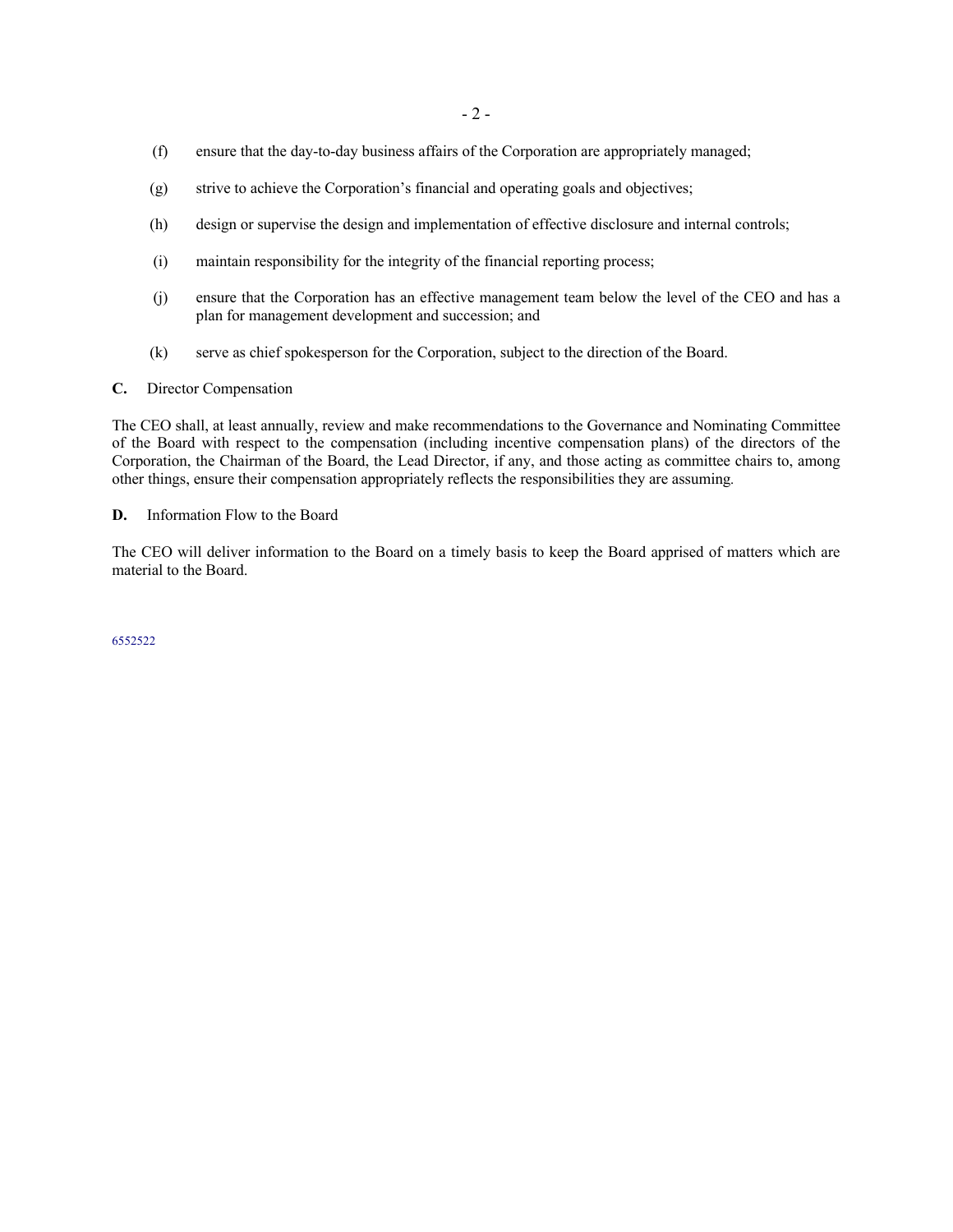(f) ensure that the day-to-day business affairs of the Corporation are appropriately managed;

(g) strive to achieve the Corporation's financial and operating goals and objectives;

(h) design or supervise the design and implementation of effective disclosure and internal controls;

(i) maintain responsibility for the integrity of the financial reporting process;

(j) ensure that the Corporation has an effective management team below the level of the CEO and has a plan for management development and succession; and

(k) serve as chief spokesperson for the Corporation, subject to the direction of the Board.

**C.** Director Compensation

The CEO shall, at least annually, review and make recommendations to the Governance and Nominating Committee of the Board with respect to the compensation (including incentive compensation plans) of the directors of the Corporation, the Chairman of the Board, the Lead Director, if any, and those acting as committee chairs to, among other things, ensure their compensation appropriately reflects the responsibilities they are assuming.

**D.** Information Flow to the Board

The CEO will deliver information to the Board on a timely basis to keep the Board apprised of matters which are material to the Board.

6552522